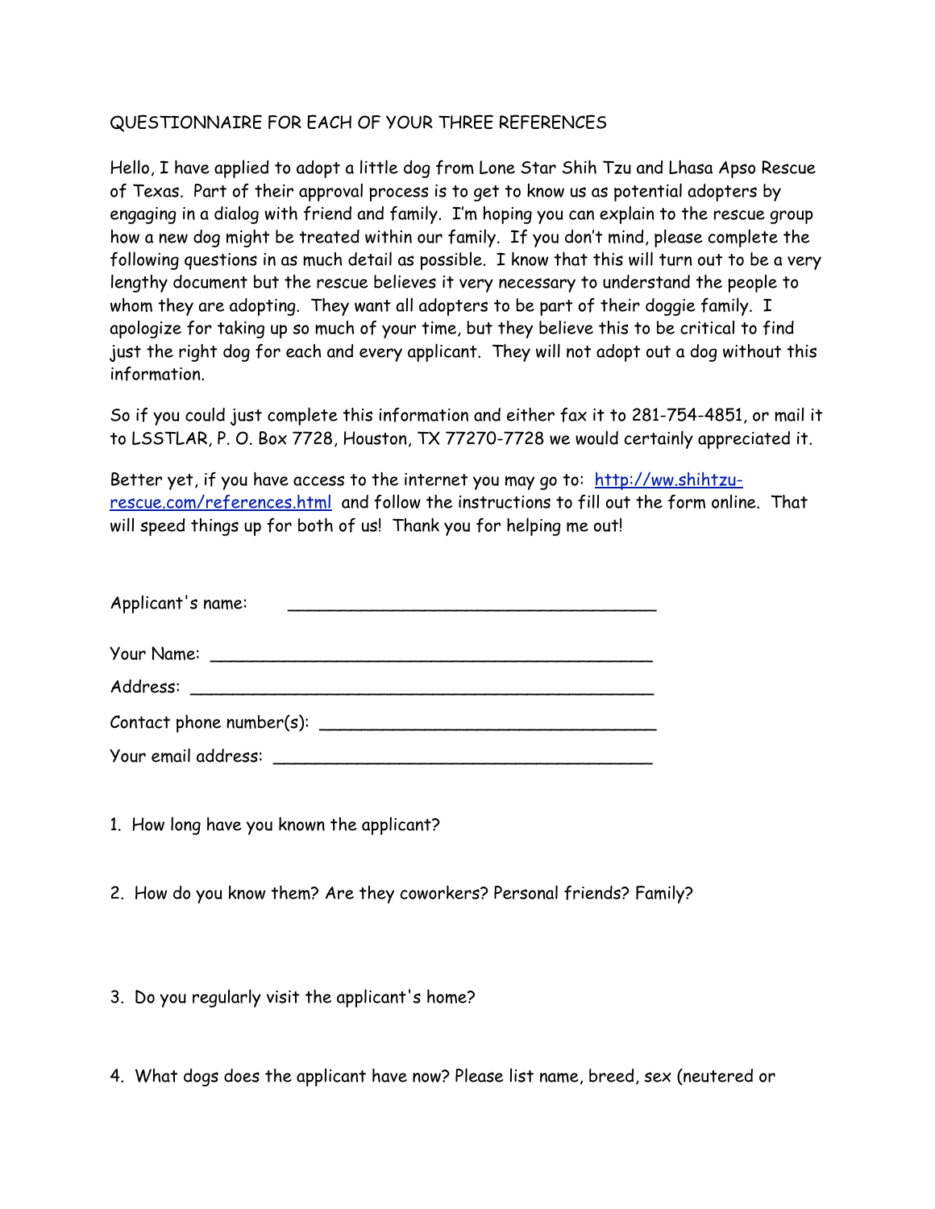QUESTIONNAIRE FOR EACH OF YOUR THREE REFERENCES

Hello, I have applied to adopt a little dog from Lone Star Shih Tzu and Lhasa Apso Rescue of Texas. Part of their approval process is to get to know us as potential adopters by engaging in a dialog with friend and family. I'm hoping you can explain to the rescue group how a new dog might be treated within our family. If you don't mind, please complete the following questions in as much detail as possible. I know that this will turn out to be a very lengthy document but the rescue believes it very necessary to understand the people to whom they are adopting. They want all adopters to be part of their doggie family. I apologize for taking up so much of your time, but they believe this to be critical to find just the right dog for each and every applicant. They will not adopt out a dog without this information.

So if you could just complete this information and either fax it to 281-754-4851, or mail it to LSSTLAR, P. O. Box 7728, Houston, TX 77270-7728 we would certainly appreciated it.

Better yet, if you have access to the internet you may go to: [http://ww.shihtzu-rescue.com/references.html](http://ww.shihtzu-rescue.com/references.html) and follow the instructions to fill out the form online. That will speed things up for both of us! Thank you for helping me out!

Applicant's name: ____________________________________

Your Name: ____________________________________________

Address: ______________________________________________

Contact phone number(s): ________________________________

Your email address: ____________________________________

1. How long have you known the applicant?

2. How do you know them? Are they coworkers? Personal friends? Family?

3. Do you regularly visit the applicant's home?

4. What dogs does the applicant have now? Please list name, breed, sex (neutered or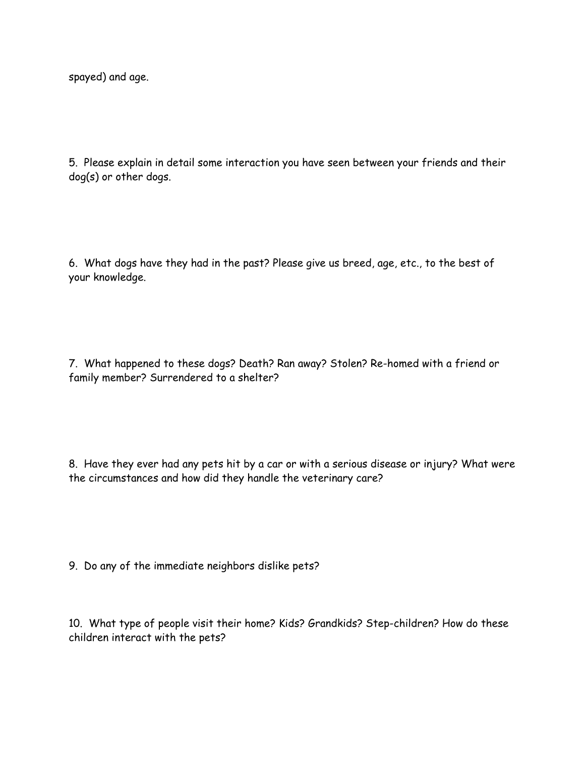spayed) and age.

5. Please explain in detail some interaction you have seen between your friends and their dog(s) or other dogs.

6. What dogs have they had in the past? Please give us breed, age, etc., to the best of your knowledge.

7. What happened to these dogs? Death? Ran away? Stolen? Re-homed with a friend or family member? Surrendered to a shelter?

8. Have they ever had any pets hit by a car or with a serious disease or injury? What were the circumstances and how did they handle the veterinary care?

9. Do any of the immediate neighbors dislike pets?

10. What type of people visit their home? Kids? Grandkids? Step-children? How do these children interact with the pets?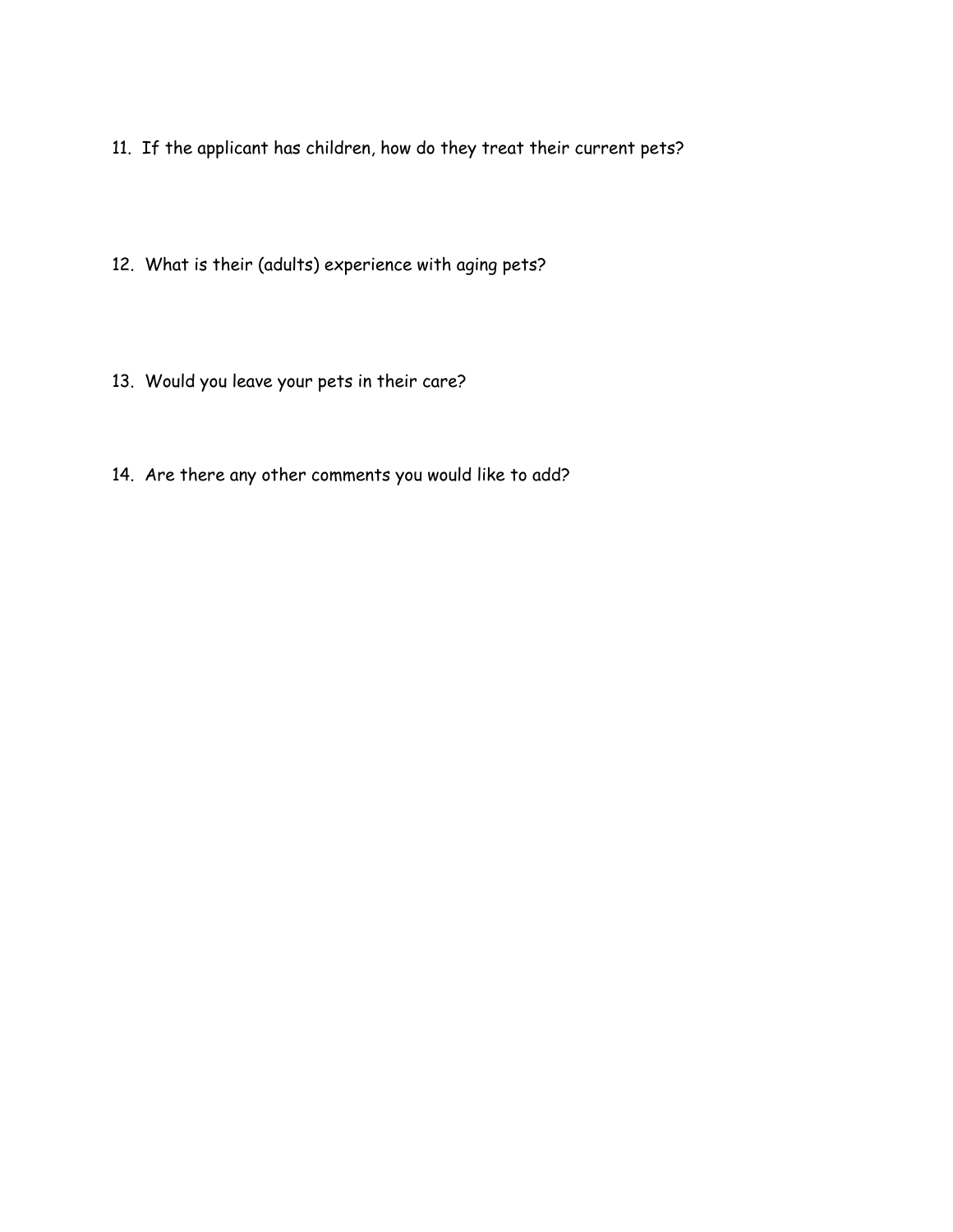11. If the applicant has children, how do they treat their current pets?

12. What is their (adults) experience with aging pets?

13. Would you leave your pets in their care?

14. Are there any other comments you would like to add?